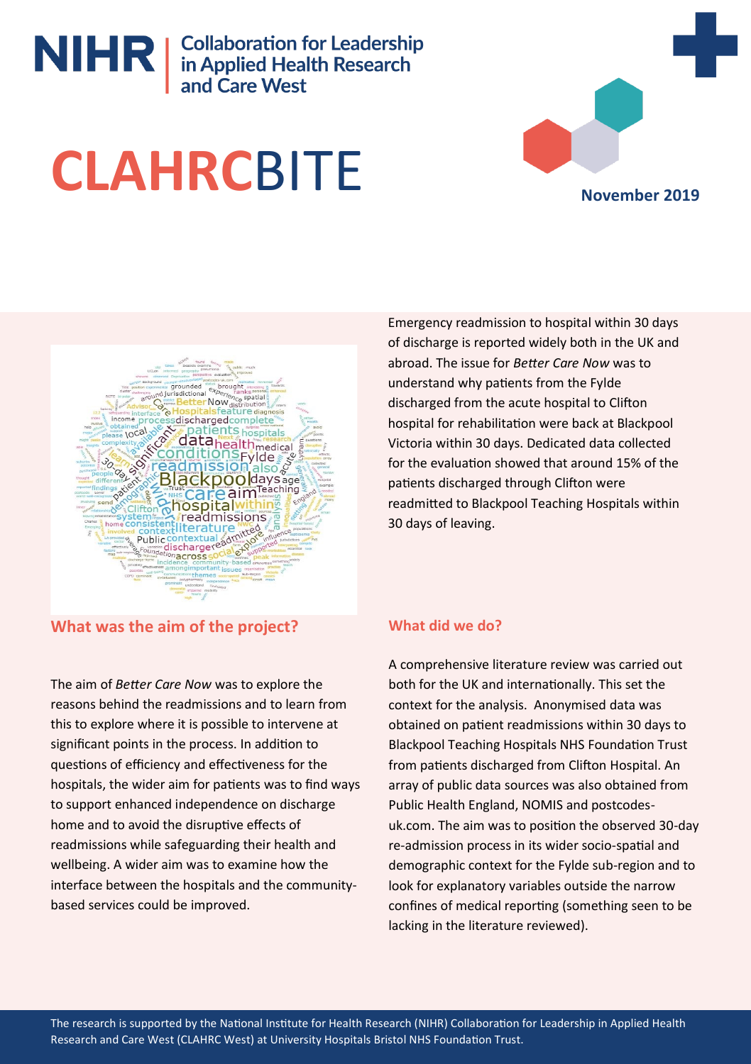NIHR | Collaboration for Leadership in Applied Health Research and Care West

# CLAHRCBITE

November 2019

Emergency readmission to hospital within 30 days of discharge is reported widely both in the UK and abroad. The issue for *Better Care Now* was to understand why patients from the Fylde discharged from the acute hospital to Clifton hospital for rehabilitation were back at Blackpool Victoria within 30 days. Dedicated data collected for the evaluation showed that around 15% of the patients discharged through Clifton were readmitted to Blackpool Teaching Hospitals within 30 days of leaving.

## What was the aim of the project?

The aim of *Better Care Now* was to explore the reasons behind the readmissions and to learn from this to explore where it is possible to intervene at significant points in the process. In addition to questions of efficiency and effectiveness for the hospitals, the wider aim for patients was to find ways to support enhanced independence on discharge home and to avoid the disruptive effects of readmissions while safeguarding their health and wellbeing. A wider aim was to examine how the interface between the hospitals and the community-based services could be improved.

## What did we do?

A comprehensive literature review was carried out both for the UK and internationally. This set the context for the analysis. Anonymised data was obtained on patient readmissions within 30 days to Blackpool Teaching Hospitals NHS Foundation Trust from patients discharged from Clifton Hospital. An array of public data sources was also obtained from Public Health England, NOMIS and postcodes-uk.com. The aim was to position the observed 30-day re-admission process in its wider socio-spatial and demographic context for the Fylde sub-region and to look for explanatory variables outside the narrow confines of medical reporting (something seen to be lacking in the literature reviewed).

The research is supported by the National Institute for Health Research (NIHR) Collaboration for Leadership in Applied Health Research and Care West (CLAHRC West) at University Hospitals Bristol NHS Foundation Trust.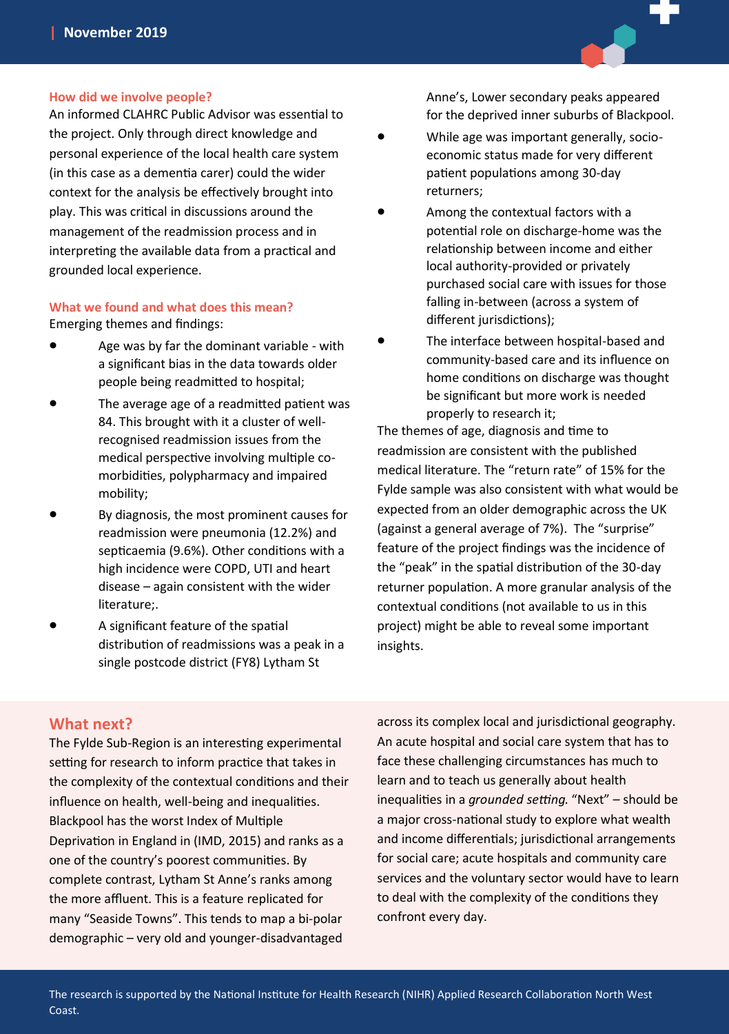## How did we involve people?

An informed CLAHRC Public Advisor was essential to the project. Only through direct knowledge and personal experience of the local health care system (in this case as a dementia carer) could the wider context for the analysis be effectively brought into play. This was critical in discussions around the management of the readmission process and in interpreting the available data from a practical and grounded local experience.

## What we found and what does this mean?

Emerging themes and findings:

- Age was by far the dominant variable - with a significant bias in the data towards older people being readmitted to hospital;
- The average age of a readmitted patient was 84. This brought with it a cluster of well-recognised readmission issues from the medical perspective involving multiple co-morbidities, polypharmacy and impaired mobility;
- By diagnosis, the most prominent causes for readmission were pneumonia (12.2%) and septicaemia (9.6%). Other conditions with a high incidence were COPD, UTI and heart disease – again consistent with the wider literature;.
- A significant feature of the spatial distribution of readmissions was a peak in a single postcode district (FY8) Lytham St Anne's, Lower secondary peaks appeared for the deprived inner suburbs of Blackpool.
- While age was important generally, socio-economic status made for very different patient populations among 30-day returners;
- Among the contextual factors with a potential role on discharge-home was the relationship between income and either local authority-provided or privately purchased social care with issues for those falling in-between (across a system of different jurisdictions);
- The interface between hospital-based and community-based care and its influence on home conditions on discharge was thought be significant but more work is needed properly to research it;

The themes of age, diagnosis and time to readmission are consistent with the published medical literature. The "return rate" of 15% for the Fylde sample was also consistent with what would be expected from an older demographic across the UK (against a general average of 7%). The "surprise" feature of the project findings was the incidence of the "peak" in the spatial distribution of the 30-day returner population. A more granular analysis of the contextual conditions (not available to us in this project) might be able to reveal some important insights.

## What next?

The Fylde Sub-Region is an interesting experimental setting for research to inform practice that takes in the complexity of the contextual conditions and their influence on health, well-being and inequalities. Blackpool has the worst Index of Multiple Deprivation in England in (IMD, 2015) and ranks as a one of the country's poorest communities. By complete contrast, Lytham St Anne's ranks among the more affluent. This is a feature replicated for many "Seaside Towns". This tends to map a bi-polar demographic – very old and younger-disadvantaged across its complex local and jurisdictional geography. An acute hospital and social care system that has to face these challenging circumstances has much to learn and to teach us generally about health inequalities in a *grounded setting.* "Next" – should be a major cross-national study to explore what wealth and income differentials; jurisdictional arrangements for social care; acute hospitals and community care services and the voluntary sector would have to learn to deal with the complexity of the conditions they confront every day.

The research is supported by the National Institute for Health Research (NIHR) Applied Research Collaboration North West Coast.